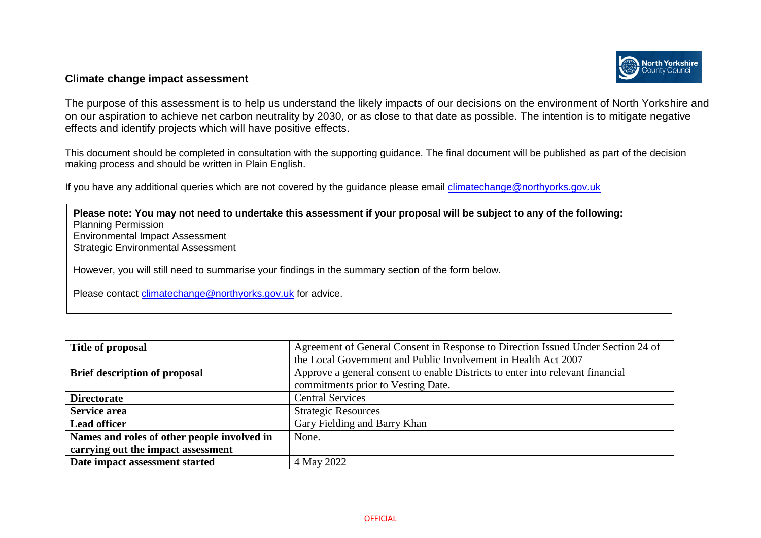## Climate change impact assessment

The purpose of this assessment is to help us understand the likely impacts of our decisions on the environment of North Yorkshire and on our aspiration to achieve net carbon neutrality by 2030, or as close to that date as possible. The intention is to mitigate negative effects and identify projects which will have positive effects.

This document should be completed in consultation with the supporting guidance. The final document will be published as part of the decision making process and should be written in Plain English.

If you have any additional queries which are not covered by the guidance please email climatechange@northyorks.gov.uk

> **Please note: You may not need to undertake this assessment if your proposal will be subject to any of the following:**
> Planning Permission
> Environmental Impact Assessment
> Strategic Environmental Assessment
>
> However, you will still need to summarise your findings in the summary section of the form below.
>
> Please contact climatechange@northyorks.gov.uk for advice.

| | |
|---|---|
| **Title of proposal** | Agreement of General Consent in Response to Direction Issued Under Section 24 of the Local Government and Public Involvement in Health Act 2007 |
| **Brief description of proposal** | Approve a general consent to enable Districts to enter into relevant financial commitments prior to Vesting Date. |
| **Directorate** | Central Services |
| **Service area** | Strategic Resources |
| **Lead officer** | Gary Fielding and Barry Khan |
| **Names and roles of other people involved in carrying out the impact assessment** | None. |
| **Date impact assessment started** | 4 May 2022 |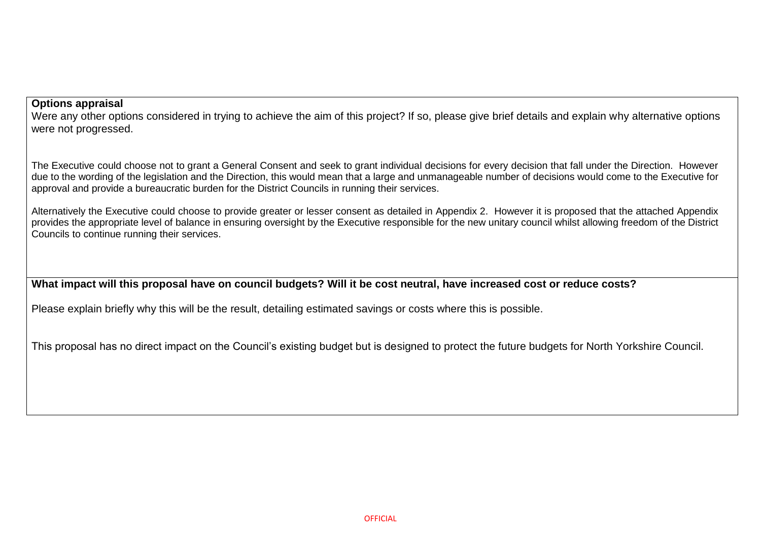**Options appraisal**

Were any other options considered in trying to achieve the aim of this project? If so, please give brief details and explain why alternative options were not progressed.

The Executive could choose not to grant a General Consent and seek to grant individual decisions for every decision that fall under the Direction. However due to the wording of the legislation and the Direction, this would mean that a large and unmanageable number of decisions would come to the Executive for approval and provide a bureaucratic burden for the District Councils in running their services.

Alternatively the Executive could choose to provide greater or lesser consent as detailed in Appendix 2. However it is proposed that the attached Appendix provides the appropriate level of balance in ensuring oversight by the Executive responsible for the new unitary council whilst allowing freedom of the District Councils to continue running their services.

**What impact will this proposal have on council budgets? Will it be cost neutral, have increased cost or reduce costs?**

Please explain briefly why this will be the result, detailing estimated savings or costs where this is possible.

This proposal has no direct impact on the Council's existing budget but is designed to protect the future budgets for North Yorkshire Council.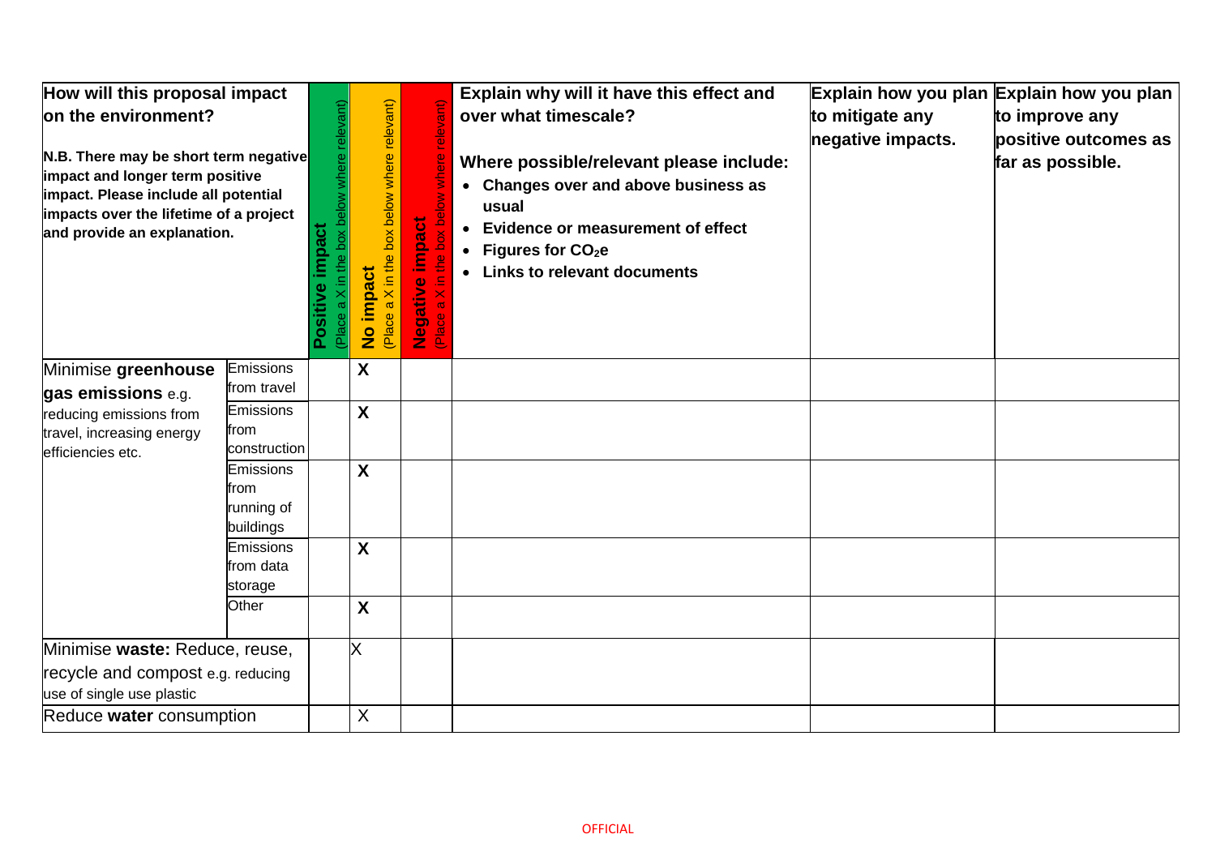| How will this proposal impact on the environment?<br><br>**N.B. There may be short term negative impact and longer term positive impact. Please include all potential impacts over the lifetime of a project and provide an explanation.** | | **Positive impact** (Place a X in the box below where relevant) | **No impact** (Place a X in the box below where relevant) | **Negative impact** (Place a X in the box below where relevant) | **Explain why will it have this effect and over what timescale?**<br><br>**Where possible/relevant please include:**<br>• **Changes over and above business as usual**<br>• **Evidence or measurement of effect**<br>• **Figures for $CO_2e$**<br>• **Links to relevant documents** | **Explain how you plan to mitigate any negative impacts.** | **Explain how you plan to improve any positive outcomes as far as possible.** |
|---|---|---|---|---|---|---|---|
| Minimise **greenhouse gas emissions** e.g. reducing emissions from travel, increasing energy efficiencies etc. | Emissions from travel | | **X** | | | | |
| | Emissions from construction | | **X** | | | | |
| | Emissions from running of buildings | | **X** | | | | |
| | Emissions from data storage | | **X** | | | | |
| | Other | | **X** | | | | |
| Minimise **waste:** Reduce, reuse, recycle and compost e.g. reducing use of single use plastic | | | X | | | | |
| Reduce **water** consumption | | | X | | | | |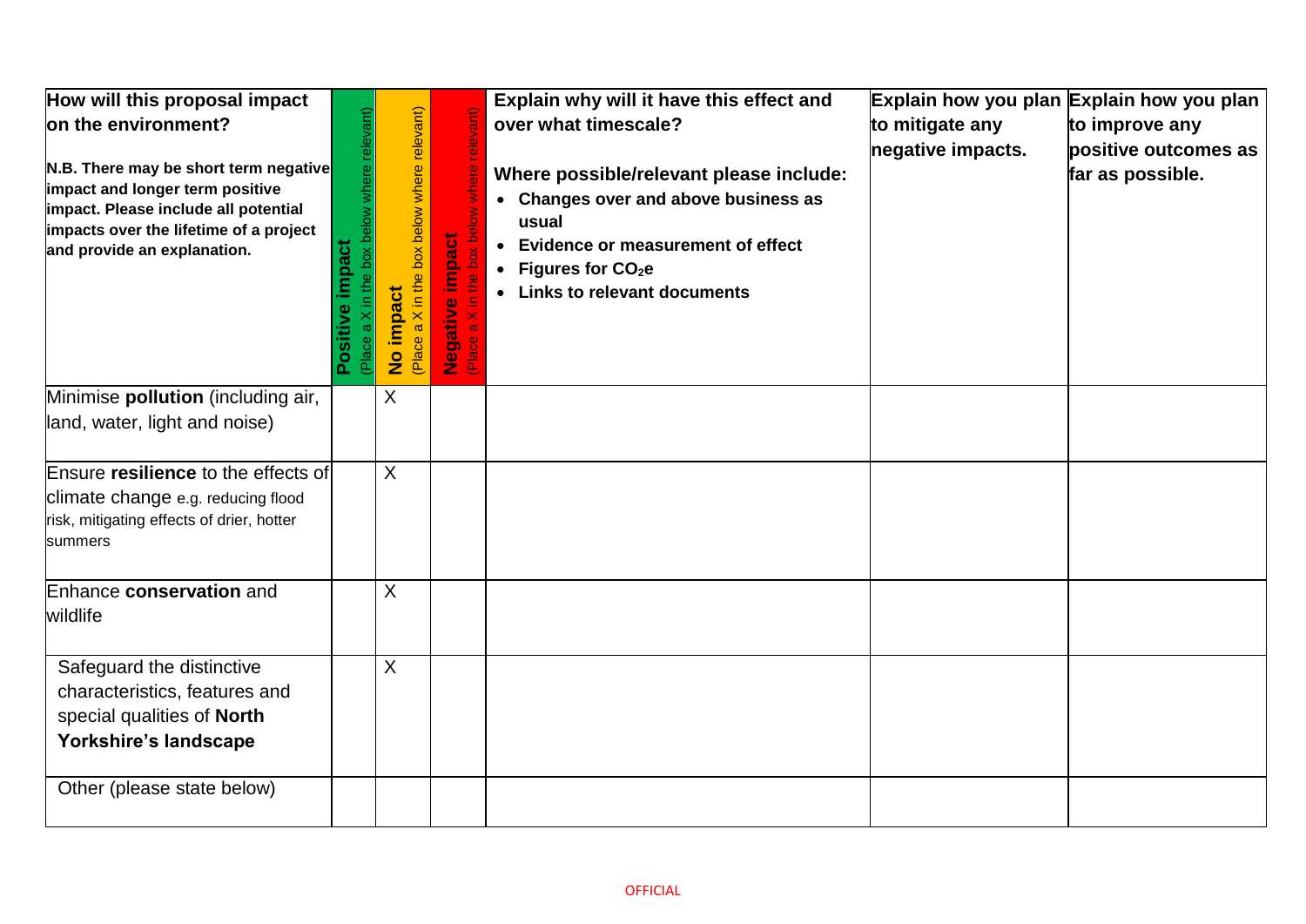| How will this proposal impact on the environment?<br><br>**N.B. There may be short term negative impact and longer term positive impact. Please include all potential impacts over the lifetime of a project and provide an explanation.** | **Positive impact** (Place a X in the box below where relevant) | **No impact** (Place a X in the box below where relevant) | **Negative impact** (Place a X in the box below where relevant) | **Explain why will it have this effect and over what timescale?**<br><br>**Where possible/relevant please include:**<br>• **Changes over and above business as usual**<br>• **Evidence or measurement of effect**<br>• **Figures for $CO_2e$**<br>• **Links to relevant documents** | **Explain how you plan to mitigate any negative impacts.** | **Explain how you plan to improve any positive outcomes as far as possible.** |
|---|---|---|---|---|---|---|
| Minimise **pollution** (including air, land, water, light and noise) | | X | | | | |
| Ensure **resilience** to the effects of climate change e.g. reducing flood risk, mitigating effects of drier, hotter summers | | X | | | | |
| Enhance **conservation** and wildlife | | X | | | | |
| Safeguard the distinctive characteristics, features and special qualities of **North Yorkshire's landscape** | | X | | | | |
| Other (please state below) | | | | | | |

OFFICIAL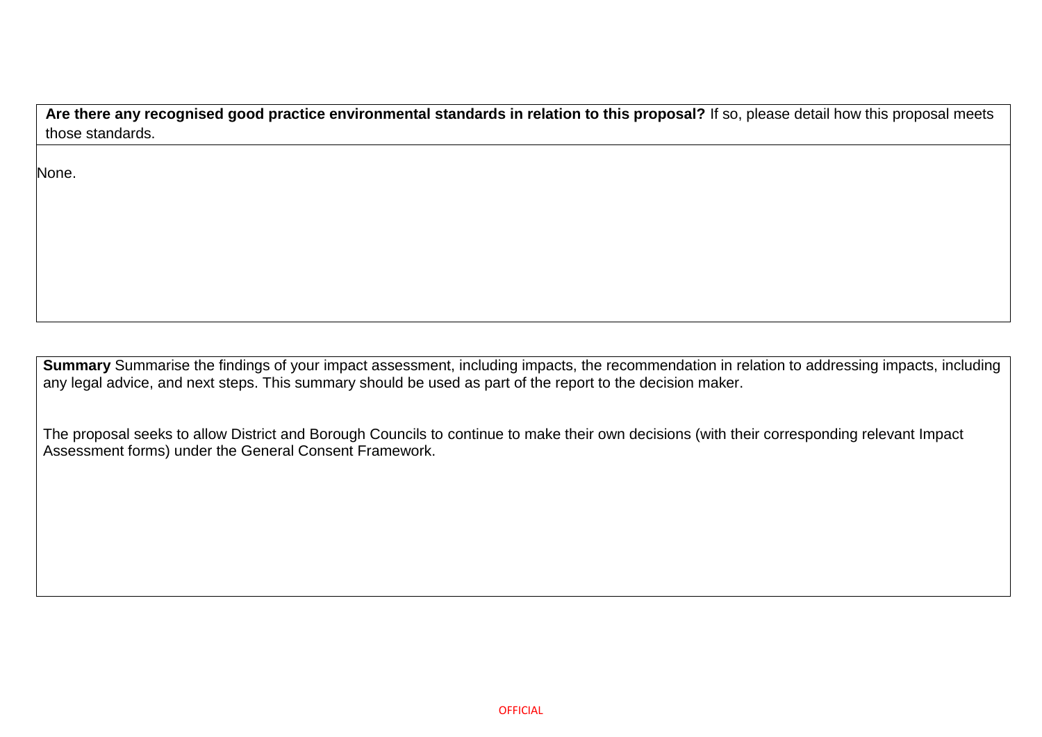| **Are there any recognised good practice environmental standards in relation to this proposal?** If so, please detail how this proposal meets those standards. |
| --- |
| None. |

| **Summary** Summarise the findings of your impact assessment, including impacts, the recommendation in relation to addressing impacts, including any legal advice, and next steps. This summary should be used as part of the report to the decision maker. |
| --- |
| The proposal seeks to allow District and Borough Councils to continue to make their own decisions (with their corresponding relevant Impact Assessment forms) under the General Consent Framework. |

OFFICIAL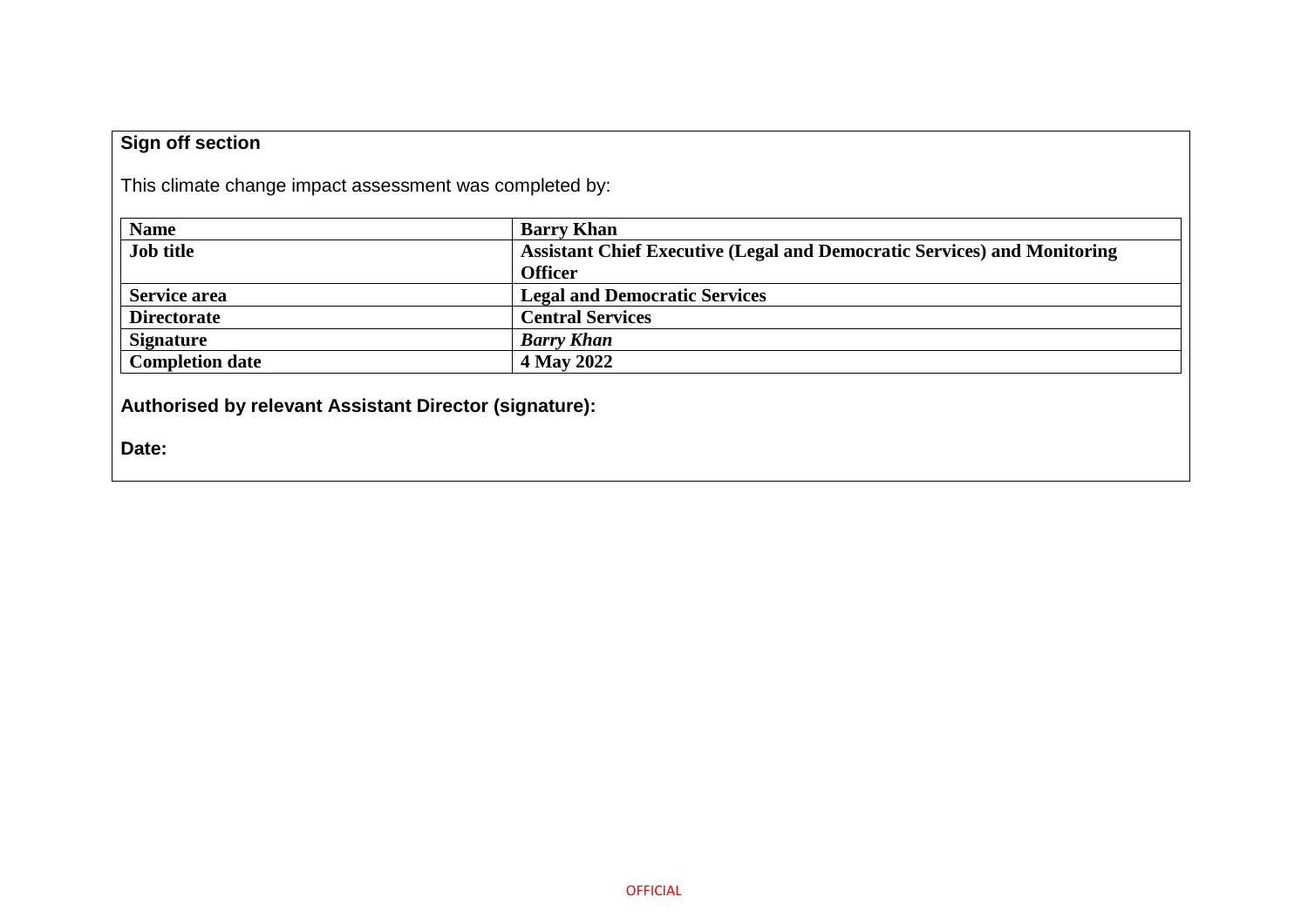**Sign off section**

This climate change impact assessment was completed by:

| | |
|---|---|
| **Name** | **Barry Khan** |
| **Job title** | **Assistant Chief Executive (Legal and Democratic Services) and Monitoring Officer** |
| **Service area** | **Legal and Democratic Services** |
| **Directorate** | **Central Services** |
| **Signature** | ***Barry Khan*** |
| **Completion date** | **4 May 2022** |

**Authorised by relevant Assistant Director (signature):**

**Date:**

OFFICIAL